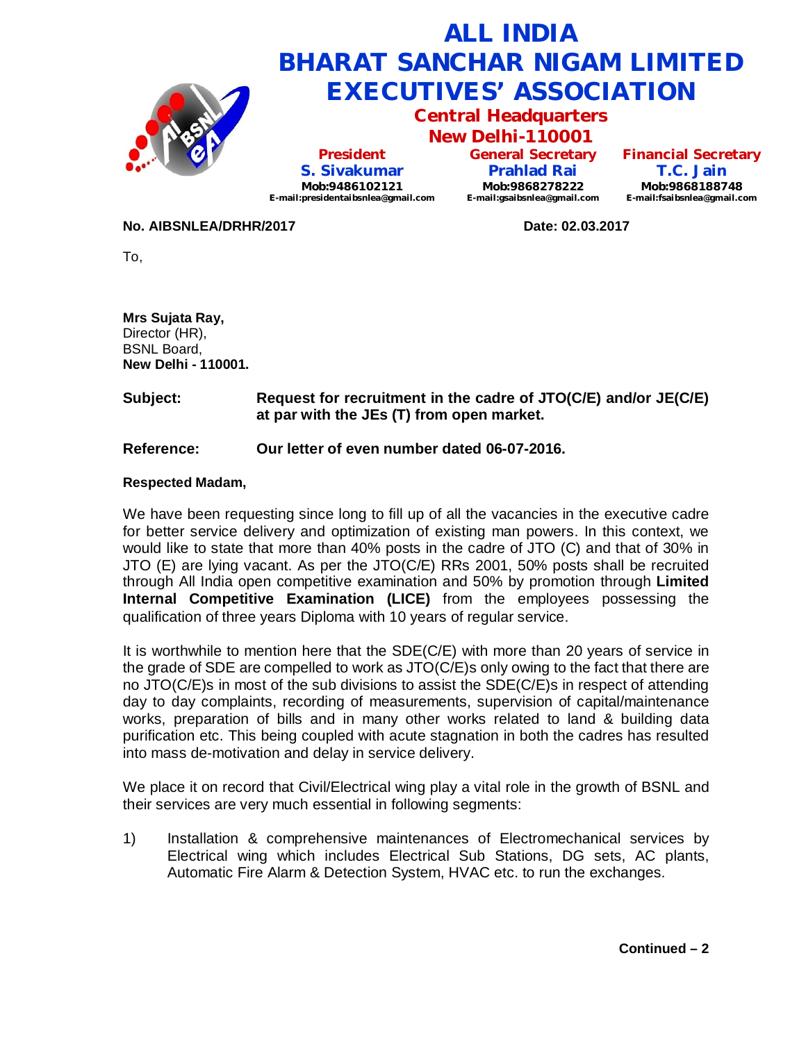# ALL INDIA BHARAT SANCHAR NIGAM LIMITED EXECUTIVES' ASSOCIATION

**Central Headquarters**
**New Delhi-110001**

| President | General Secretary | Financial Secretary |
|---|---|---|
| S. Sivakumar | Prahlad Rai | T.C. Jain |
| Mob:9486102121 | Mob:9868278222 | Mob:9868188748 |
| E-mail:presidentaibsnlea@gmail.com | E-mail:gsaibsnlea@gmail.com | E-mail:fsaibsnlea@gmail.com |

**No. AIBSNLEA/DRHR/2017** **Date: 02.03.2017**

To,

**Mrs Sujata Ray,**
Director (HR),
BSNL Board,
**New Delhi - 110001.**

**Subject:** **Request for recruitment in the cadre of JTO(C/E) and/or JE(C/E) at par with the JEs (T) from open market.**

**Reference:** **Our letter of even number dated 06-07-2016.**

**Respected Madam,**

We have been requesting since long to fill up of all the vacancies in the executive cadre for better service delivery and optimization of existing man powers. In this context, we would like to state that more than 40% posts in the cadre of JTO (C) and that of 30% in JTO (E) are lying vacant. As per the JTO(C/E) RRs 2001, 50% posts shall be recruited through All India open competitive examination and 50% by promotion through **Limited Internal Competitive Examination (LICE)** from the employees possessing the qualification of three years Diploma with 10 years of regular service.

It is worthwhile to mention here that the SDE(C/E) with more than 20 years of service in the grade of SDE are compelled to work as JTO(C/E)s only owing to the fact that there are no JTO(C/E)s in most of the sub divisions to assist the SDE(C/E)s in respect of attending day to day complaints, recording of measurements, supervision of capital/maintenance works, preparation of bills and in many other works related to land & building data purification etc. This being coupled with acute stagnation in both the cadres has resulted into mass de-motivation and delay in service delivery.

We place it on record that Civil/Electrical wing play a vital role in the growth of BSNL and their services are very much essential in following segments:

1) Installation & comprehensive maintenances of Electromechanical services by Electrical wing which includes Electrical Sub Stations, DG sets, AC plants, Automatic Fire Alarm & Detection System, HVAC etc. to run the exchanges.

**Continued – 2**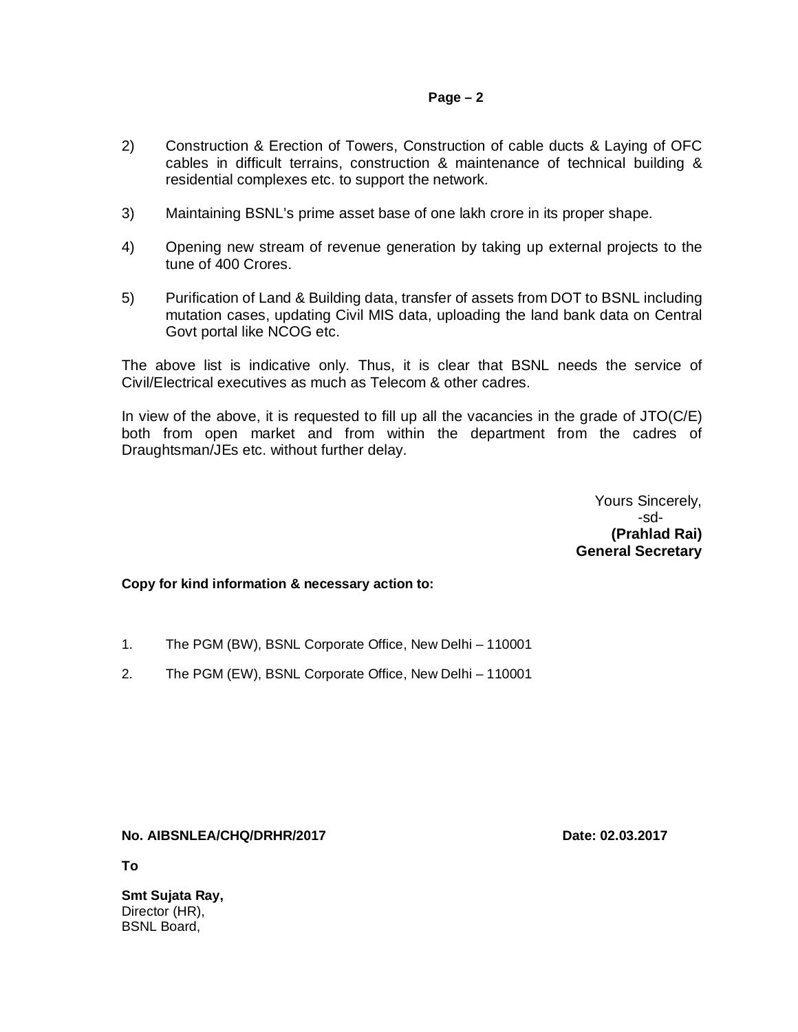2) Construction & Erection of Towers, Construction of cable ducts & Laying of OFC cables in difficult terrains, construction & maintenance of technical building & residential complexes etc. to support the network.

3) Maintaining BSNL's prime asset base of one lakh crore in its proper shape.

4) Opening new stream of revenue generation by taking up external projects to the tune of 400 Crores.

5) Purification of Land & Building data, transfer of assets from DOT to BSNL including mutation cases, updating Civil MIS data, uploading the land bank data on Central Govt portal like NCOG etc.

The above list is indicative only. Thus, it is clear that BSNL needs the service of Civil/Electrical executives as much as Telecom & other cadres.

In view of the above, it is requested to fill up all the vacancies in the grade of JTO(C/E) both from open market and from within the department from the cadres of Draughtsman/JEs etc. without further delay.

Yours Sincerely,
-sd-
**(Prahlad Rai)**
**General Secretary**

**Copy for kind information & necessary action to:**

1. The PGM (BW), BSNL Corporate Office, New Delhi – 110001
2. The PGM (EW), BSNL Corporate Office, New Delhi – 110001

**No. AIBSNLEA/CHQ/DRHR/2017** **Date: 02.03.2017**

**To**

**Smt Sujata Ray,**
Director (HR),
BSNL Board,